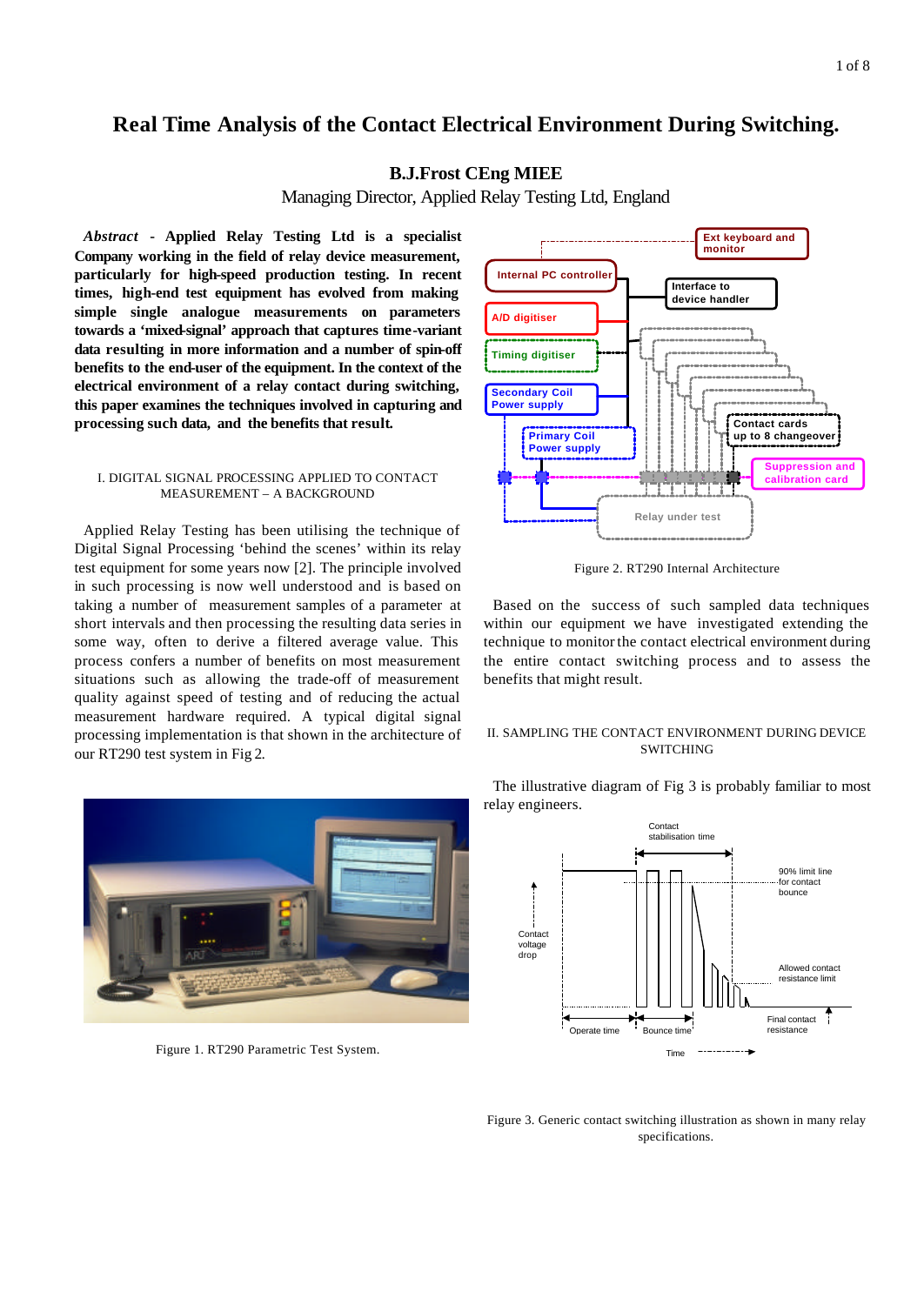# Real Time Analysis of the Contact Electrical Environment During Switching.

**B.J.Frost CEng MIEE**

Managing Director, Applied Relay Testing Ltd, England

***Abstract* - Applied Relay Testing Ltd is a specialist Company working in the field of relay device measurement, particularly for high-speed production testing. In recent times, high-end test equipment has evolved from making simple single analogue measurements on parameters towards a 'mixed-signal' approach that captures time-variant data resulting in more information and a number of spin-off benefits to the end-user of the equipment. In the context of the electrical environment of a relay contact during switching, this paper examines the techniques involved in capturing and processing such data, and the benefits that result.**

## I. DIGITAL SIGNAL PROCESSING APPLIED TO CONTACT MEASUREMENT – A BACKGROUND

Applied Relay Testing has been utilising the technique of Digital Signal Processing 'behind the scenes' within its relay test equipment for some years now [2]. The principle involved in such processing is now well understood and is based on taking a number of measurement samples of a parameter at short intervals and then processing the resulting data series in some way, often to derive a filtered average value. This process confers a number of benefits on most measurement situations such as allowing the trade-off of measurement quality against speed of testing and of reducing the actual measurement hardware required. A typical digital signal processing implementation is that shown in the architecture of our RT290 test system in Fig 2.

Figure 1. RT290 Parametric Test System.

Figure 2. RT290 Internal Architecture

Based on the success of such sampled data techniques within our equipment we have investigated extending the technique to monitor the contact electrical environment during the entire contact switching process and to assess the benefits that might result.

## II. SAMPLING THE CONTACT ENVIRONMENT DURING DEVICE SWITCHING

The illustrative diagram of Fig 3 is probably familiar to most relay engineers.

Figure 3. Generic contact switching illustration as shown in many relay specifications.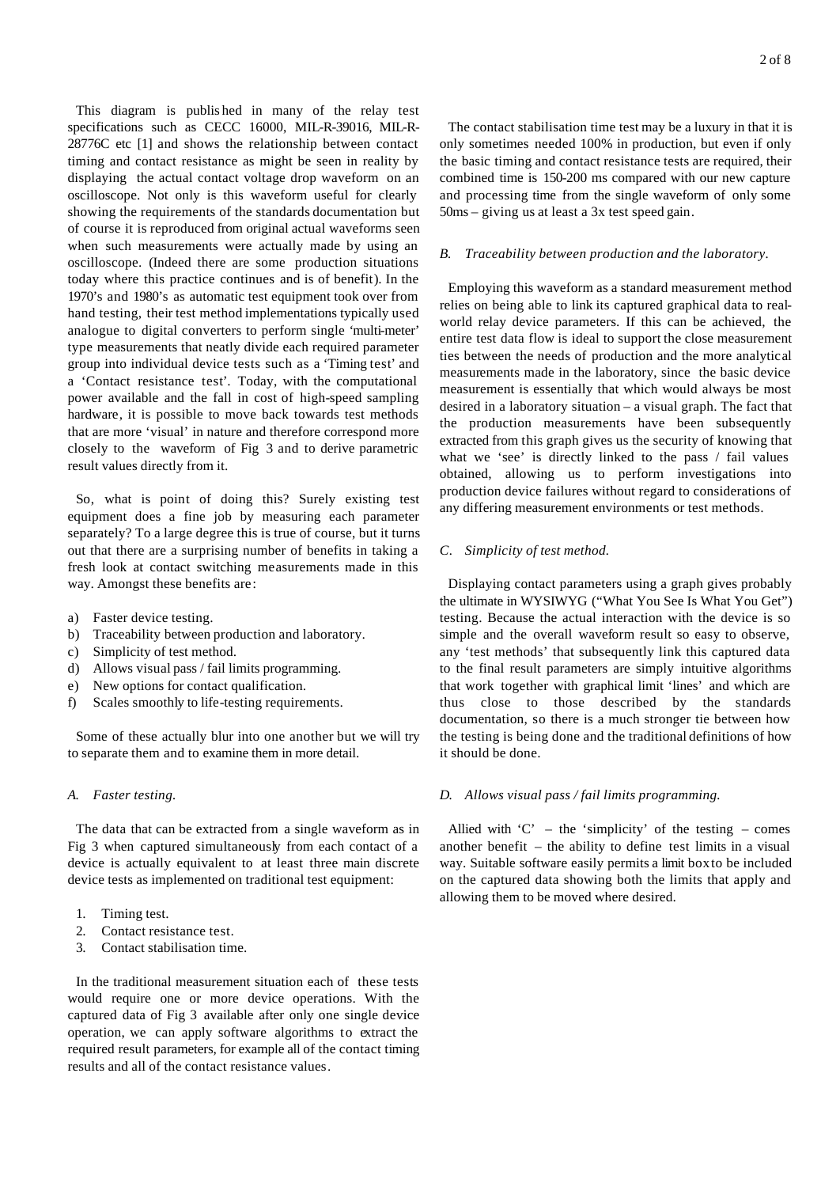This diagram is published in many of the relay test specifications such as CECC 16000, MIL-R-39016, MIL-R-28776C etc [1] and shows the relationship between contact timing and contact resistance as might be seen in reality by displaying the actual contact voltage drop waveform on an oscilloscope. Not only is this waveform useful for clearly showing the requirements of the standards documentation but of course it is reproduced from original actual waveforms seen when such measurements were actually made by using an oscilloscope. (Indeed there are some production situations today where this practice continues and is of benefit). In the 1970's and 1980's as automatic test equipment took over from hand testing, their test method implementations typically used analogue to digital converters to perform single 'multi-meter' type measurements that neatly divide each required parameter group into individual device tests such as a 'Timing test' and a 'Contact resistance test'. Today, with the computational power available and the fall in cost of high-speed sampling hardware, it is possible to move back towards test methods that are more 'visual' in nature and therefore correspond more closely to the waveform of Fig 3 and to derive parametric result values directly from it.

So, what is point of doing this? Surely existing test equipment does a fine job by measuring each parameter separately? To a large degree this is true of course, but it turns out that there are a surprising number of benefits in taking a fresh look at contact switching measurements made in this way. Amongst these benefits are:

a) Faster device testing.
b) Traceability between production and laboratory.
c) Simplicity of test method.
d) Allows visual pass / fail limits programming.
e) New options for contact qualification.
f) Scales smoothly to life-testing requirements.

Some of these actually blur into one another but we will try to separate them and to examine them in more detail.

### A. Faster testing.

The data that can be extracted from a single waveform as in Fig 3 when captured simultaneously from each contact of a device is actually equivalent to at least three main discrete device tests as implemented on traditional test equipment:

1. Timing test.
2. Contact resistance test.
3. Contact stabilisation time.

In the traditional measurement situation each of these tests would require one or more device operations. With the captured data of Fig 3 available after only one single device operation, we can apply software algorithms to extract the required result parameters, for example all of the contact timing results and all of the contact resistance values.

The contact stabilisation time test may be a luxury in that it is only sometimes needed 100% in production, but even if only the basic timing and contact resistance tests are required, their combined time is 150-200 ms compared with our new capture and processing time from the single waveform of only some 50ms – giving us at least a 3x test speed gain.

### B. Traceability between production and the laboratory.

Employing this waveform as a standard measurement method relies on being able to link its captured graphical data to real-world relay device parameters. If this can be achieved, the entire test data flow is ideal to support the close measurement ties between the needs of production and the more analytical measurements made in the laboratory, since the basic device measurement is essentially that which would always be most desired in a laboratory situation – a visual graph. The fact that the production measurements have been subsequently extracted from this graph gives us the security of knowing that what we 'see' is directly linked to the pass / fail values obtained, allowing us to perform investigations into production device failures without regard to considerations of any differing measurement environments or test methods.

### C. Simplicity of test method.

Displaying contact parameters using a graph gives probably the ultimate in WYSIWYG ("What You See Is What You Get") testing. Because the actual interaction with the device is so simple and the overall waveform result so easy to observe, any 'test methods' that subsequently link this captured data to the final result parameters are simply intuitive algorithms that work together with graphical limit 'lines' and which are thus close to those described by the standards documentation, so there is a much stronger tie between how the testing is being done and the traditional definitions of how it should be done.

### D. Allows visual pass / fail limits programming.

Allied with 'C' – the 'simplicity' of the testing – comes another benefit – the ability to define test limits in a visual way. Suitable software easily permits a limit box to be included on the captured data showing both the limits that apply and allowing them to be moved where desired.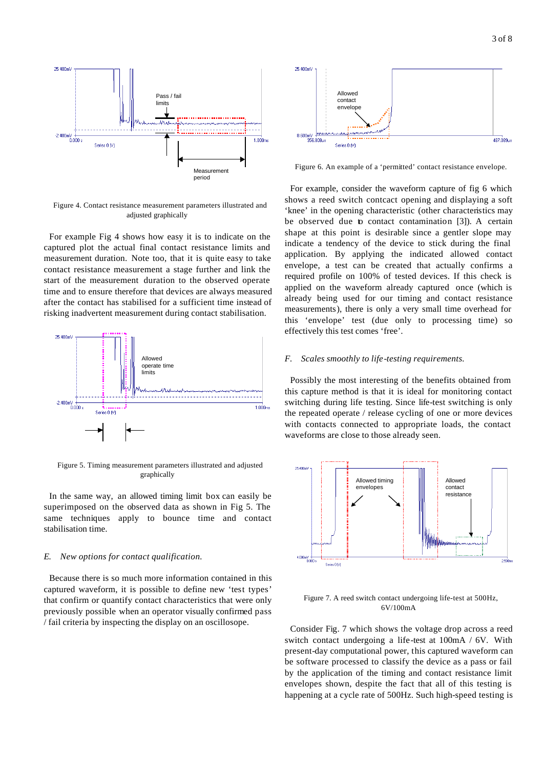Figure 4. Contact resistance measurement parameters illustrated and adjusted graphically

For example Fig 4 shows how easy it is to indicate on the captured plot the actual final contact resistance limits and measurement duration. Note too, that it is quite easy to take contact resistance measurement a stage further and link the start of the measurement duration to the observed operate time and to ensure therefore that devices are always measured after the contact has stabilised for a sufficient time instead of risking inadvertent measurement during contact stabilisation.

Figure 5. Timing measurement parameters illustrated and adjusted graphically

In the same way, an allowed timing limit box can easily be superimposed on the observed data as shown in Fig 5. The same techniques apply to bounce time and contact stabilisation time.

### *E. New options for contact qualification.*

Because there is so much more information contained in this captured waveform, it is possible to define new 'test types' that confirm or quantify contact characteristics that were only previously possible when an operator visually confirmed pass / fail criteria by inspecting the display on an oscillosope.

Figure 6. An example of a 'permitted' contact resistance envelope.

For example, consider the waveform capture of fig 6 which shows a reed switch contcact opening and displaying a soft 'knee' in the opening characteristic (other characteristics may be observed due to contact contamination [3]). A certain shape at this point is desirable since a gentler slope may indicate a tendency of the device to stick during the final application. By applying the indicated allowed contact envelope, a test can be created that actually confirms a required profile on 100% of tested devices. If this check is applied on the waveform already captured once (which is already being used for our timing and contact resistance measurements), there is only a very small time overhead for this 'envelope' test (due only to processing time) so effectively this test comes 'free'.

### *F. Scales smoothly to life-testing requirements.*

Possibly the most interesting of the benefits obtained from this capture method is that it is ideal for monitoring contact switching during life testing. Since life-test switching is only the repeated operate / release cycling of one or more devices with contacts connected to appropriate loads, the contact waveforms are close to those already seen.

Figure 7. A reed switch contact undergoing life-test at 500Hz, 6V/100mA

Consider Fig. 7 which shows the voltage drop across a reed switch contact undergoing a life-test at 100mA / 6V. With present-day computational power, this captured waveform can be software processed to classify the device as a pass or fail by the application of the timing and contact resistance limit envelopes shown, despite the fact that all of this testing is happening at a cycle rate of 500Hz. Such high-speed testing is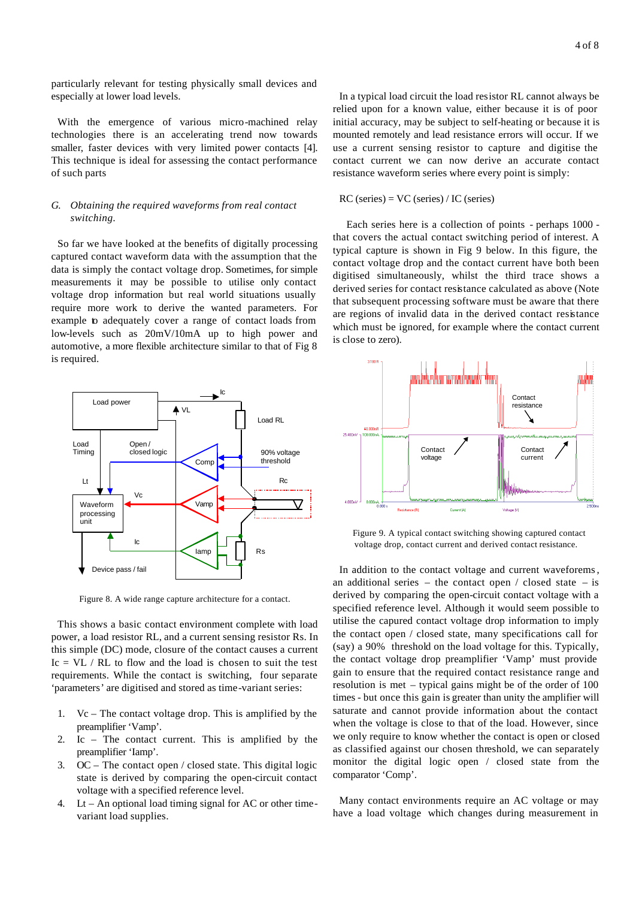particularly relevant for testing physically small devices and especially at lower load levels.

With the emergence of various micro-machined relay technologies there is an accelerating trend now towards smaller, faster devices with very limited power contacts [4]. This technique is ideal for assessing the contact performance of such parts

### *G. Obtaining the required waveforms from real contact switching.*

So far we have looked at the benefits of digitally processing captured contact waveform data with the assumption that the data is simply the contact voltage drop. Sometimes, for simple measurements it may be possible to utilise only contact voltage drop information but real world situations usually require more work to derive the wanted parameters. For example to adequately cover a range of contact loads from low-levels such as 20mV/10mA up to high power and automotive, a more flexible architecture similar to that of Fig 8 is required.

Figure 8. A wide range capture architecture for a contact.

This shows a basic contact environment complete with load power, a load resistor RL, and a current sensing resistor Rs. In this simple (DC) mode, closure of the contact causes a current Ic = VL / RL to flow and the load is chosen to suit the test requirements. While the contact is switching, four separate 'parameters' are digitised and stored as time-variant series:

1. Vc – The contact voltage drop. This is amplified by the preamplifier 'Vamp'.
2. Ic – The contact current. This is amplified by the preamplifier 'Iamp'.
3. OC – The contact open / closed state. This digital logic state is derived by comparing the open-circuit contact voltage with a specified reference level.
4. Lt – An optional load timing signal for AC or other time-variant load supplies.

In a typical load circuit the load resistor RL cannot always be relied upon for a known value, either because it is of poor initial accuracy, may be subject to self-heating or because it is mounted remotely and lead resistance errors will occur. If we use a current sensing resistor to capture and digitise the contact current we can now derive an accurate contact resistance waveform series where every point is simply:

RC (series) = VC (series) / IC (series)

Each series here is a collection of points - perhaps 1000 - that covers the actual contact switching period of interest. A typical capture is shown in Fig 9 below. In this figure, the contact voltage drop and the contact current have both been digitised simultaneously, whilst the third trace shows a derived series for contact resistance calculated as above (Note that subsequent processing software must be aware that there are regions of invalid data in the derived contact resistance which must be ignored, for example where the contact current is close to zero).

Figure 9. A typical contact switching showing captured contact voltage drop, contact current and derived contact resistance.

In addition to the contact voltage and current waveforems, an additional series – the contact open / closed state – is derived by comparing the open-circuit contact voltage with a specified reference level. Although it would seem possible to utilise the capured contact voltage drop information to imply the contact open / closed state, many specifications call for (say) a 90% threshold on the load voltage for this. Typically, the contact voltage drop preamplifier 'Vamp' must provide gain to ensure that the required contact resistance range and resolution is met – typical gains might be of the order of 100 times - but once this gain is greater than unity the amplifier will saturate and cannot provide information about the contact when the voltage is close to that of the load. However, since we only require to know whether the contact is open or closed as classified against our chosen threshold, we can separately monitor the digital logic open / closed state from the comparator 'Comp'.

Many contact environments require an AC voltage or may have a load voltage which changes during measurement in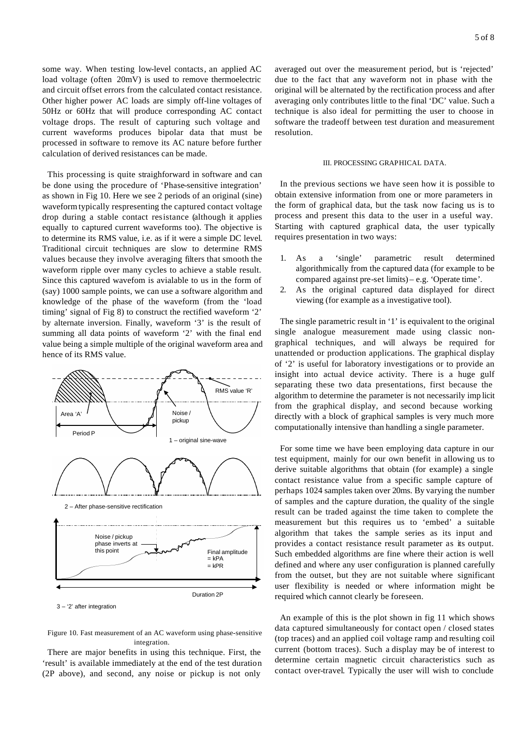some way. When testing low-level contacts, an applied AC load voltage (often 20mV) is used to remove thermoelectric and circuit offset errors from the calculated contact resistance. Other higher power AC loads are simply off-line voltages of 50Hz or 60Hz that will produce corresponding AC contact voltage drops. The result of capturing such voltage and current waveforms produces bipolar data that must be processed in software to remove its AC nature before further calculation of derived resistances can be made.

This processing is quite straighforward in software and can be done using the procedure of 'Phase-sensitive integration' as shown in Fig 10. Here we see 2 periods of an original (sine) waveform typically respresenting the captured contact voltage drop during a stable contact resistance (although it applies equally to captured current waveforms too). The objective is to determine its RMS value, i.e. as if it were a simple DC level. Traditional circuit techniques are slow to determine RMS values because they involve averaging filters that smooth the waveform ripple over many cycles to achieve a stable result. Since this captured wavefom is avialable to us in the form of (say) 1000 sample points, we can use a software algorithm and knowledge of the phase of the waveform (from the 'load timing' signal of Fig 8) to construct the rectified waveform '2' by alternate inversion. Finally, waveform '3' is the result of summing all data points of waveform '2' with the final end value being a simple multiple of the original waveform area and hence of its RMS value.

Area 'A'

Period P

Noise / pickup

RMS value 'R'

1 – original sine-wave

2 – After phase-sensitive rectification

Noise / pickup phase inverts at this point

Final amplitude = kPA = kPR

Duration 2P

3 – '2' after integration

Figure 10. Fast measurement of an AC waveform using phase-sensitive integration.

There are major benefits in using this technique. First, the 'result' is available immediately at the end of the test duration (2P above), and second, any noise or pickup is not only averaged out over the measurement period, but is 'rejected' due to the fact that any waveform not in phase with the original will be alternated by the rectification process and after averaging only contributes little to the final 'DC' value. Such a technique is also ideal for permitting the user to choose in software the tradeoff between test duration and measurement resolution.

## III. PROCESSING GRAPHICAL DATA.

In the previous sections we have seen how it is possible to obtain extensive information from one or more parameters in the form of graphical data, but the task now facing us is to process and present this data to the user in a useful way. Starting with captured graphical data, the user typically requires presentation in two ways:

1. As a 'single' parametric result determined algorithmically from the captured data (for example to be compared against pre-set limits) – e.g. 'Operate time'.
2. As the original captured data displayed for direct viewing (for example as a investigative tool).

The single parametric result in '1' is equivalent to the original single analogue measurement made using classic non-graphical techniques, and will always be required for unattended or production applications. The graphical display of '2' is useful for laboratory investigations or to provide an insight into actual device activity. There is a huge gulf separating these two data presentations, first because the algorithm to determine the parameter is not necessarily implicit from the graphical display, and second because working directly with a block of graphical samples is very much more computationally intensive than handling a single parameter.

For some time we have been employing data capture in our test equipment, mainly for our own benefit in allowing us to derive suitable algorithms that obtain (for example) a single contact resistance value from a specific sample capture of perhaps 1024 samples taken over 20ms. By varying the number of samples and the capture duration, the quality of the single result can be traded against the time taken to complete the measurement but this requires us to 'embed' a suitable algorithm that takes the sample series as its input and provides a contact resistance result parameter as its output. Such embedded algorithms are fine where their action is well defined and where any user configuration is planned carefully from the outset, but they are not suitable where significant user flexibility is needed or where information might be required which cannot clearly be foreseen.

An example of this is the plot shown in fig 11 which shows data captured simultaneously for contact open / closed states (top traces) and an applied coil voltage ramp and resulting coil current (bottom traces). Such a display may be of interest to determine certain magnetic circuit characteristics such as contact over-travel. Typically the user will wish to conclude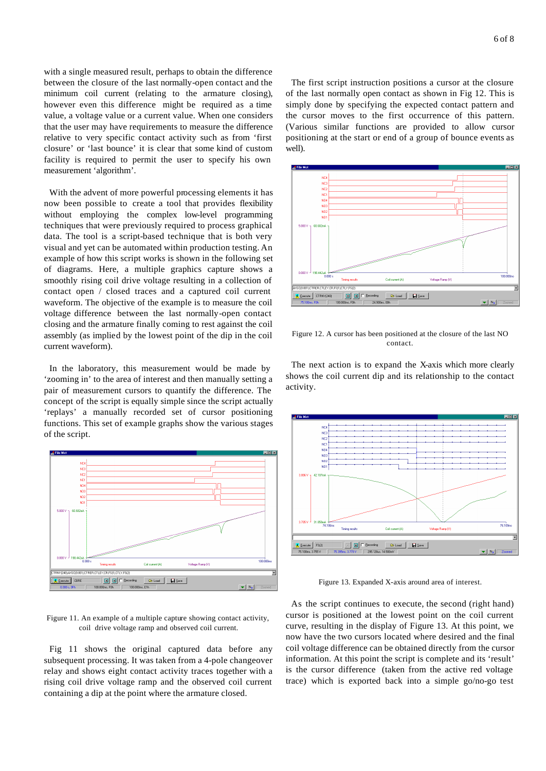with a single measured result, perhaps to obtain the difference between the closure of the last normally-open contact and the minimum coil current (relating to the armature closing), however even this difference might be required as a time value, a voltage value or a current value. When one considers that the user may have requirements to measure the difference relative to very specific contact activity such as from 'first closure' or 'last bounce' it is clear that some kind of custom facility is required to permit the user to specify his own measurement 'algorithm'.

With the advent of more powerful processing elements it has now been possible to create a tool that provides flexibility without employing the complex low-level programming techniques that were previously required to process graphical data. The tool is a script-based technique that is both very visual and yet can be automated within production testing. An example of how this script works is shown in the following set of diagrams. Here, a multiple graphics capture shows a smoothly rising coil drive voltage resulting in a collection of contact open / closed traces and a captured coil current waveform. The objective of the example is to measure the coil voltage difference between the last normally-open contact closing and the armature finally coming to rest against the coil assembly (as implied by the lowest point of the dip in the coil current waveform).

In the laboratory, this measurement would be made by 'zooming in' to the area of interest and then manually setting a pair of measurement cursors to quantify the difference. The concept of the script is equally simple since the script actually 'replays' a manually recorded set of cursor positioning functions. This set of example graphs show the various stages of the script.

Figure 11. An example of a multiple capture showing contact activity, coil drive voltage ramp and observed coil current.

Fig 11 shows the original captured data before any subsequent processing. It was taken from a 4-pole changeover relay and shows eight contact activity traces together with a rising coil drive voltage ramp and the observed coil current containing a dip at the point where the armature closed.

The first script instruction positions a cursor at the closure of the last normally open contact as shown in Fig 12. This is simply done by specifying the expected contact pattern and the cursor moves to the first occurrence of this pattern. (Various similar functions are provided to allow cursor positioning at the start or end of a group of bounce events as well).

Figure 12. A cursor has been positioned at the closure of the last NO contact.

The next action is to expand the X-axis which more clearly shows the coil current dip and its relationship to the contact activity.

Figure 13. Expanded X-axis around area of interest.

As the script continues to execute, the second (right hand) cursor is positioned at the lowest point on the coil current curve, resulting in the display of Figure 13. At this point, we now have the two cursors located where desired and the final coil voltage difference can be obtained directly from the cursor information. At this point the script is complete and its 'result' is the cursor difference (taken from the active red voltage trace) which is exported back into a simple go/no-go test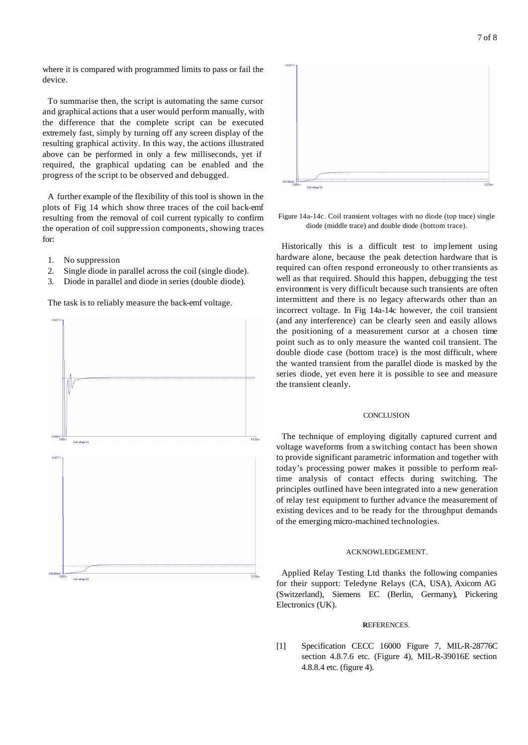where it is compared with programmed limits to pass or fail the device.

To summarise then, the script is automating the same cursor and graphical actions that a user would perform manually, with the difference that the complete script can be executed extremely fast, simply by turning off any screen display of the resulting graphical activity. In this way, the actions illustrated above can be performed in only a few milliseconds, yet if required, the graphical updating can be enabled and the progress of the script to be observed and debugged.

A further example of the flexibility of this tool is shown in the plots of Fig 14 which show three traces of the coil back-emf resulting from the removal of coil current typically to confirm the operation of coil suppression components, showing traces for:

1. No suppression
2. Single diode in parallel across the coil (single diode).
3. Diode in parallel and diode in series (double diode).

The task is to reliably measure the back-emf voltage.

Figure 14a-14c. Coil transient voltages with no diode (top trace) single diode (middle trace) and double diode (bottom trace).

Historically this is a difficult test to implement using hardware alone, because the peak detection hardware that is required can often respond erroneously to other transients as well as that required. Should this happen, debugging the test environment is very difficult because such transients are often intermittent and there is no legacy afterwards other than an incorrect voltage. In Fig 14a-14c however, the coil transient (and any interference) can be clearly seen and easily allows the positioning of a measurement cursor at a chosen time point such as to only measure the wanted coil transient. The double diode case (bottom trace) is the most difficult, where the wanted transient from the parallel diode is masked by the series diode, yet even here it is possible to see and measure the transient cleanly.

## CONCLUSION

The technique of employing digitally captured current and voltage waveforms from a switching contact has been shown to provide significant parametric information and together with today's processing power makes it possible to perform real-time analysis of contact effects during switching. The principles outlined have been integrated into a new generation of relay test equipment to further advance the measurement of existing devices and to be ready for the throughput demands of the emerging micro-machined technologies.

## ACKNOWLEDGEMENT.

Applied Relay Testing Ltd thanks the following companies for their support: Teledyne Relays (CA, USA), Axicom AG (Switzerland), Siemens EC (Berlin, Germany), Pickering Electronics (UK).

## REFERENCES.

[1] Specification CECC 16000 Figure 7, MIL-R-28776C section 4.8.7.6 etc. (Figure 4), MIL-R-39016E section 4.8.8.4 etc. (figure 4).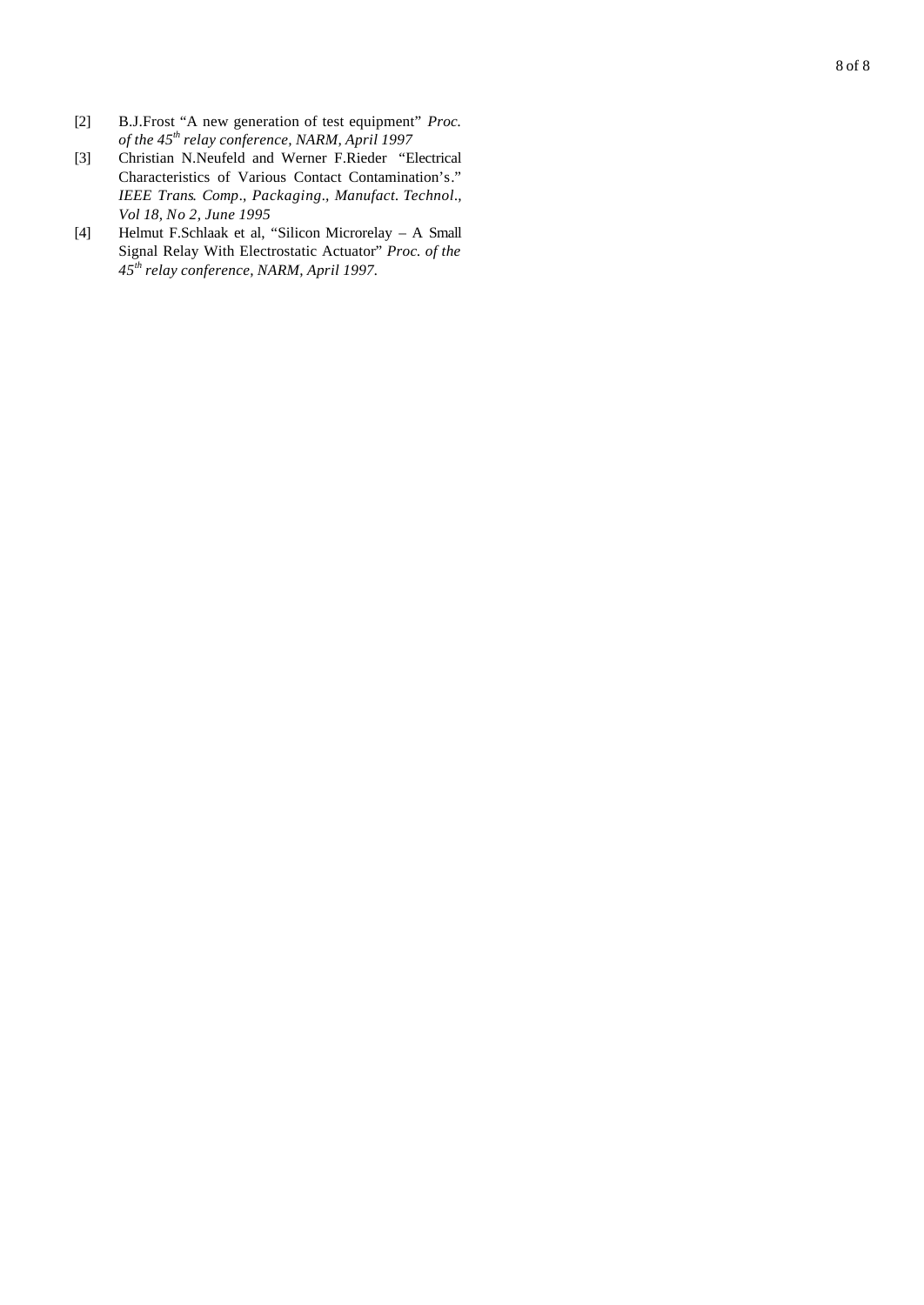[2] B.J.Frost "A new generation of test equipment" *Proc. of the 45th relay conference, NARM, April 1997*

[3] Christian N.Neufeld and Werner F.Rieder "Electrical Characteristics of Various Contact Contamination's." *IEEE Trans. Comp., Packaging., Manufact. Technol., Vol 18, No 2, June 1995*

[4] Helmut F.Schlaak et al, "Silicon Microrelay – A Small Signal Relay With Electrostatic Actuator" *Proc. of the 45th relay conference, NARM, April 1997.*